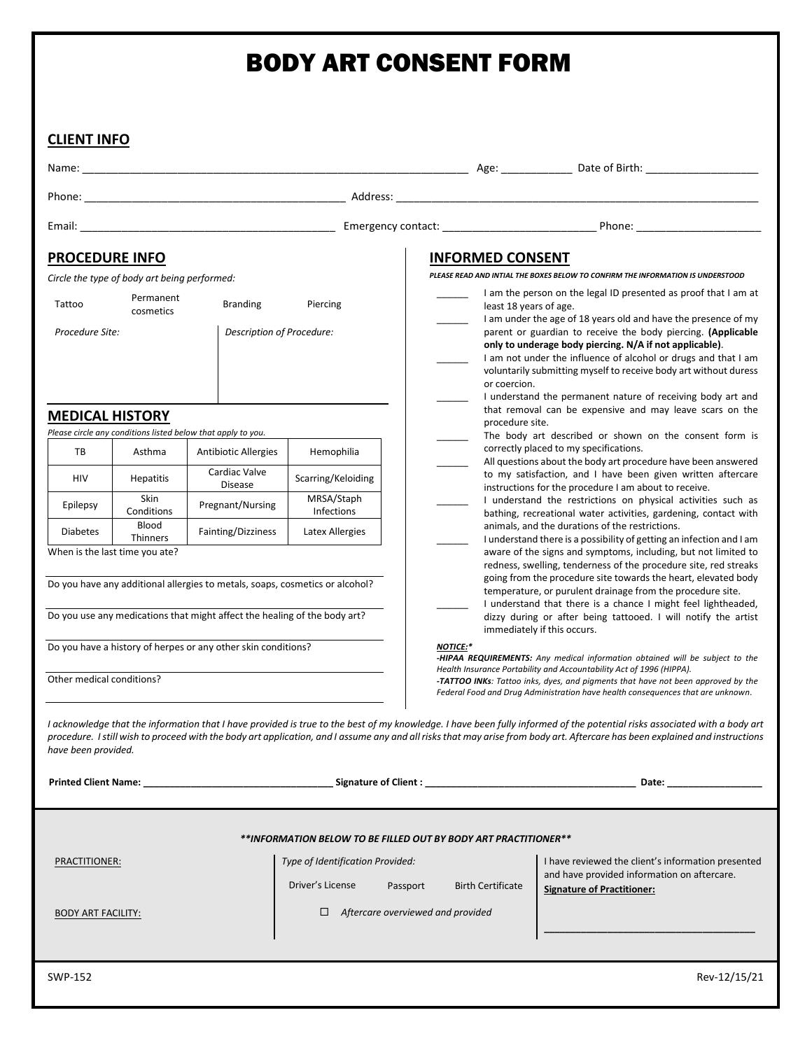# BODY ART CONSENT FORM

## CLIENT INFO

Name: ______________________________________________ Age: ___________ Date of Birth: __________________

Phone: ____________________________________ Address: __________________________________________________

Email: ___________________________________ Emergency contact: ________________________ Phone: ____________________

## PROCEDURE INFO

*Circle the type of body art being performed:*

Tattoo | Permanent cosmetics | Branding | Piercing

| *Procedure Site:* | *Description of Procedure:* |
|---|---|
| | |

## MEDICAL HISTORY

*Please circle any conditions listed below that apply to you.*

| TB | Asthma | Antibiotic Allergies | Hemophilia |
|---|---|---|---|
| HIV | Hepatitis | Cardiac Valve Disease | Scarring/Keloiding |
| Epilepsy | Skin Conditions | Pregnant/Nursing | MRSA/Staph Infections |
| Diabetes | Blood Thinners | Fainting/Dizziness | Latex Allergies |

When is the last time you ate?

_______________________________________________

Do you have any additional allergies to metals, soaps, cosmetics or alcohol?

_______________________________________________

Do you use any medications that might affect the healing of the body art?

_______________________________________________

Do you have a history of herpes or any other skin conditions?

_______________________________________________

Other medical conditions?

_______________________________________________

## INFORMED CONSENT

***PLEASE READ AND INTIAL THE BOXES BELOW TO CONFIRM THE INFORMATION IS UNDERSTOOD***

______ I am the person on the legal ID presented as proof that I am at least 18 years of age.

______ I am under the age of 18 years old and have the presence of my parent or guardian to receive the body piercing. **(Applicable only to underage body piercing. N/A if not applicable)**.

______ I am not under the influence of alcohol or drugs and that I am voluntarily submitting myself to receive body art without duress or coercion.

______ I understand the permanent nature of receiving body art and that removal can be expensive and may leave scars on the procedure site.

______ The body art described or shown on the consent form is correctly placed to my specifications.

______ All questions about the body art procedure have been answered to my satisfaction, and I have been given written aftercare instructions for the procedure I am about to receive.

______ I understand the restrictions on physical activities such as bathing, recreational water activities, gardening, contact with animals, and the durations of the restrictions.

______ I understand there is a possibility of getting an infection and I am aware of the signs and symptoms, including, but not limited to redness, swelling, tenderness of the procedure site, red streaks going from the procedure site towards the heart, elevated body temperature, or purulent drainage from the procedure site.

______ I understand that there is a chance I might feel lightheaded, dizzy during or after being tattooed. I will notify the artist immediately if this occurs.

***NOTICE:****

***-HIPAA REQUIREMENTS:*** *Any medical information obtained will be subject to the Health Insurance Portability and Accountability Act of 1996 (HIPPA).*

***-TATTOO INKs****: Tattoo inks, dyes, and pigments that have not been approved by the Federal Food and Drug Administration have health consequences that are unknown.*

*I acknowledge that the information that I have provided is true to the best of my knowledge. I have been fully informed of the potential risks associated with a body art procedure. I still wish to proceed with the body art application, and I assume any and all risks that may arise from body art. Aftercare has been explained and instructions have been provided.*

**Printed Client Name:** ______________________ **Signature of Client :** ______________________ **Date:** ______________

***\*\*INFORMATION BELOW TO BE FILLED OUT BY BODY ART PRACTITIONER\*\****

PRACTITIONER:

BODY ART FACILITY:

*Type of Identification Provided:*

Driver's License | Passport | Birth Certificate

☐ *Aftercare overviewed and provided*

I have reviewed the client's information presented and have provided information on aftercare.

**Signature of Practitioner:**

_______________________________________

SWP-152 Rev-12/15/21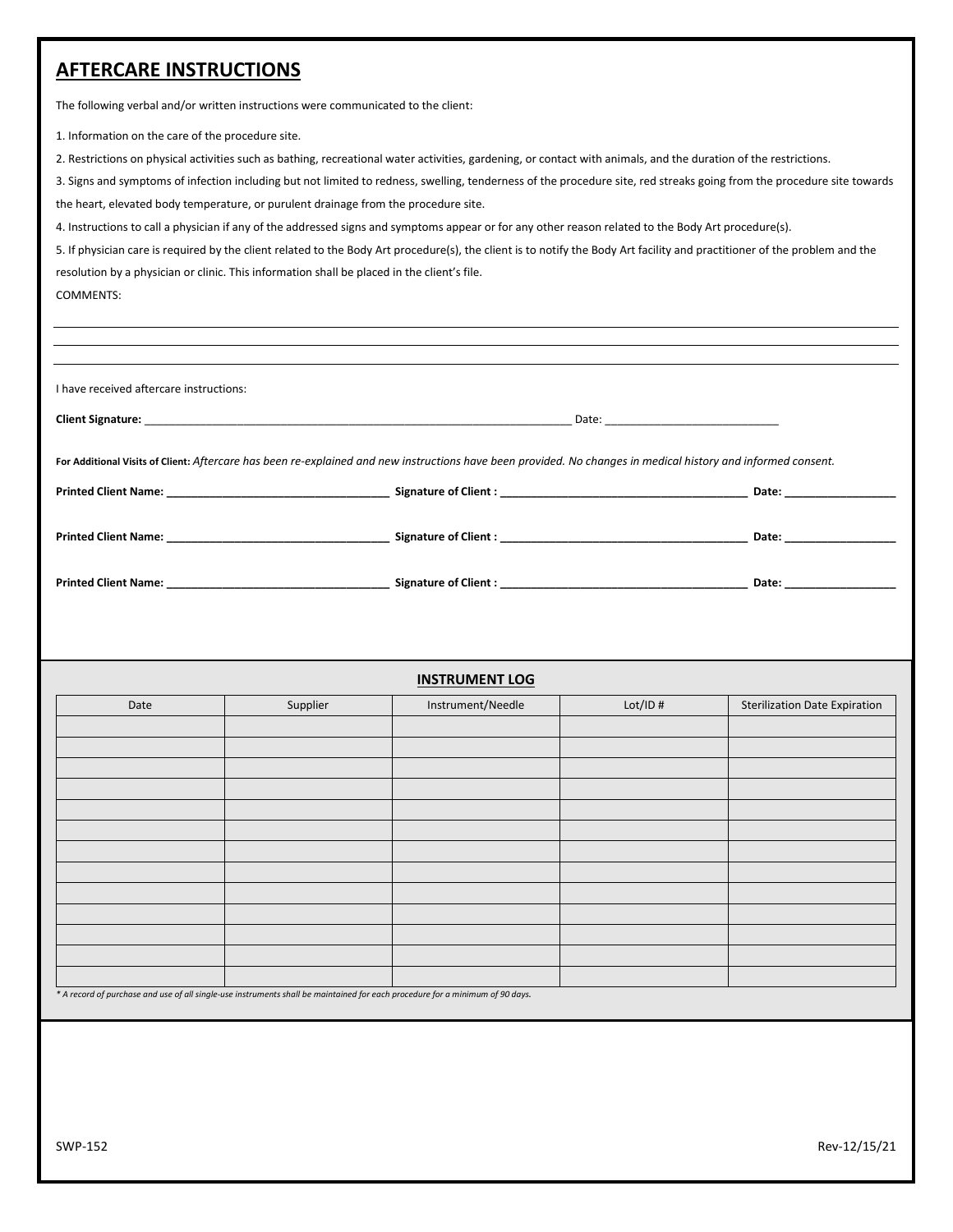## AFTERCARE INSTRUCTIONS

The following verbal and/or written instructions were communicated to the client:

1. Information on the care of the procedure site.
2. Restrictions on physical activities such as bathing, recreational water activities, gardening, or contact with animals, and the duration of the restrictions.
3. Signs and symptoms of infection including but not limited to redness, swelling, tenderness of the procedure site, red streaks going from the procedure site towards the heart, elevated body temperature, or purulent drainage from the procedure site.
4. Instructions to call a physician if any of the addressed signs and symptoms appear or for any other reason related to the Body Art procedure(s).
5. If physician care is required by the client related to the Body Art procedure(s), the client is to notify the Body Art facility and practitioner of the problem and the resolution by a physician or clinic. This information shall be placed in the client's file.

COMMENTS:

______________________________________________________________________

______________________________________________________________________

______________________________________________________________________

I have received aftercare instructions:

**Client Signature:** ______________________________ Date: ______________

**For Additional Visits of Client:** *Aftercare has been re-explained and new instructions have been provided. No changes in medical history and informed consent.*

**Printed Client Name:** ____________________ **Signature of Client :** ____________________ **Date:** __________

**Printed Client Name:** ____________________ **Signature of Client :** ____________________ **Date:** __________

**Printed Client Name:** ____________________ **Signature of Client :** ____________________ **Date:** __________

### INSTRUMENT LOG

| Date | Supplier | Instrument/Needle | Lot/ID # | Sterilization Date Expiration |
|---|---|---|---|---|
| | | | | |
| | | | | |
| | | | | |
| | | | | |
| | | | | |
| | | | | |
| | | | | |
| | | | | |
| | | | | |
| | | | | |
| | | | | |
| | | | | |
| | | | | |

*\* A record of purchase and use of all single-use instruments shall be maintained for each procedure for a minimum of 90 days.*

SWP-152 Rev-12/15/21